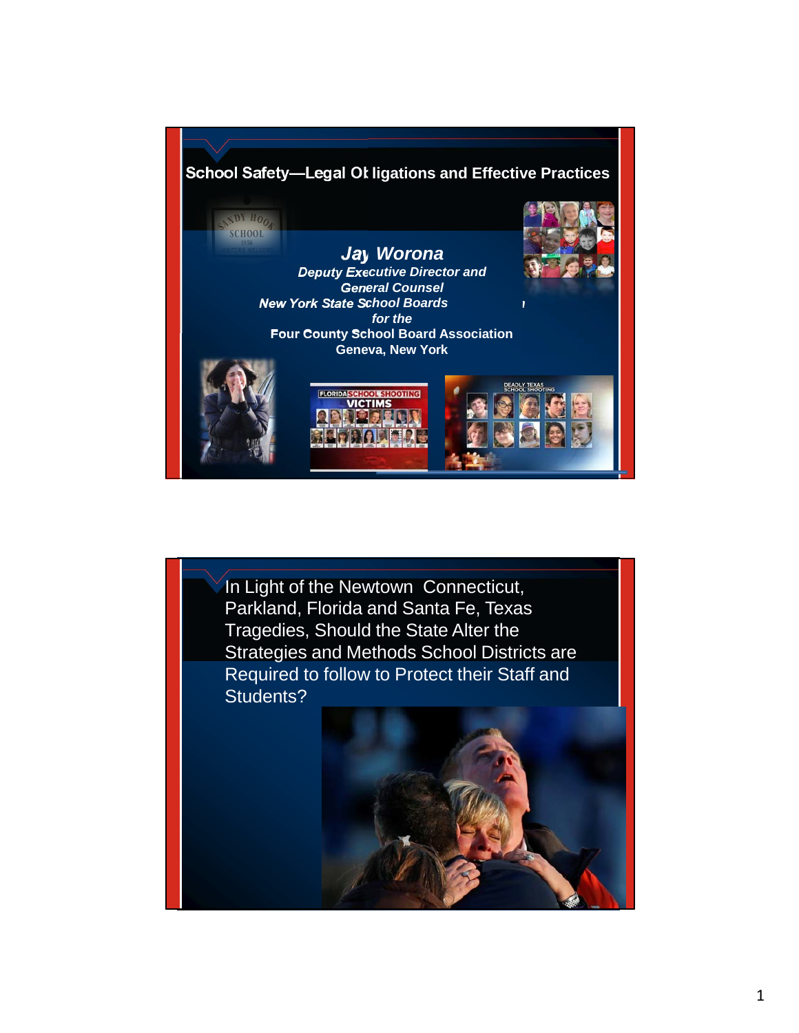# School Safety—Legal Obligations and Effective Practices

***Jay Worona***

***Deputy Executive Director and General Counsel***

***New York State School Boards***

***for the***

**Four County School Board Association**

**Geneva, New York**

---

In Light of the Newtown Connecticut, Parkland, Florida and Santa Fe, Texas Tragedies, Should the State Alter the Strategies and Methods School Districts are Required to follow to Protect their Staff and Students?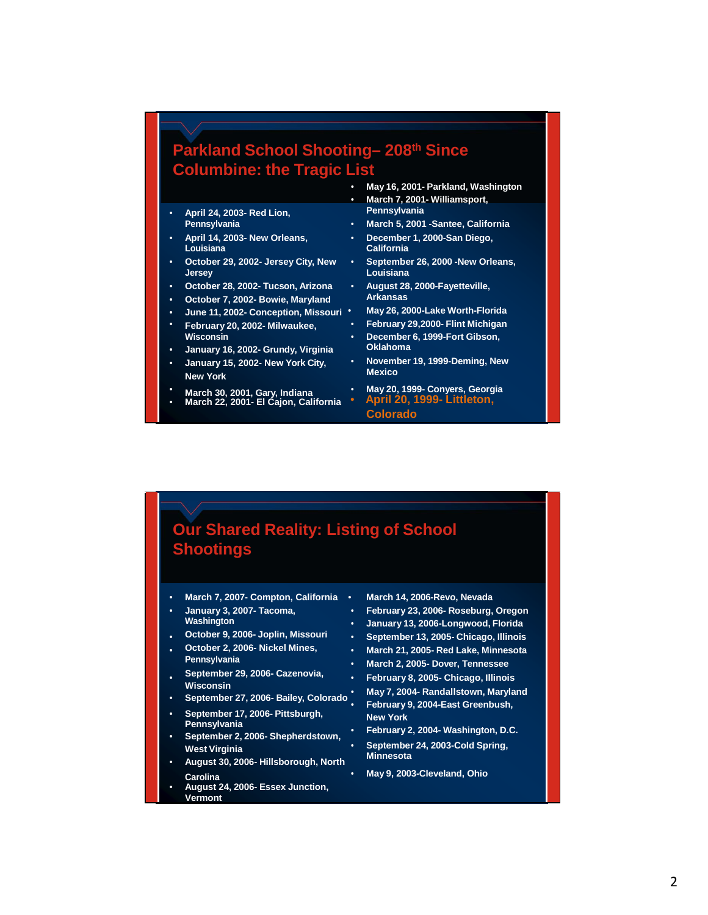## Parkland School Shooting– 208th Since Columbine: the Tragic List

- April 24, 2003- Red Lion, Pennsylvania
- April 14, 2003- New Orleans, Louisiana
- October 29, 2002- Jersey City, New Jersey
- October 28, 2002- Tucson, Arizona
- October 7, 2002- Bowie, Maryland
- June 11, 2002- Conception, Missouri
- February 20, 2002- Milwaukee, Wisconsin
- January 16, 2002- Grundy, Virginia
- January 15, 2002- New York City, New York
- March 30, 2001, Gary, Indiana
- March 22, 2001- El Cajon, California
- May 16, 2001- Parkland, Washington
- March 7, 2001- Williamsport, Pennsylvania
- March 5, 2001 -Santee, California
- December 1, 2000-San Diego, California
- September 26, 2000 -New Orleans, Louisiana
- August 28, 2000-Fayetteville, Arkansas
- May 26, 2000-Lake Worth-Florida
- February 29,2000- Flint Michigan
- December 6, 1999-Fort Gibson, Oklahoma
- November 19, 1999-Deming, New Mexico
- May 20, 1999- Conyers, Georgia
- April 20, 1999- Littleton, Colorado

## Our Shared Reality: Listing of School Shootings

- March 7, 2007- Compton, California
- January 3, 2007- Tacoma, Washington
- October 9, 2006- Joplin, Missouri
- October 2, 2006- Nickel Mines, Pennsylvania
- September 29, 2006- Cazenovia, Wisconsin
- September 27, 2006- Bailey, Colorado
- September 17, 2006- Pittsburgh, Pennsylvania
- September 2, 2006- Shepherdstown, West Virginia
- August 30, 2006- Hillsborough, North Carolina
- August 24, 2006- Essex Junction, Vermont
- March 14, 2006-Revo, Nevada
- February 23, 2006- Roseburg, Oregon
- January 13, 2006-Longwood, Florida
- September 13, 2005- Chicago, Illinois
- March 21, 2005- Red Lake, Minnesota
- March 2, 2005- Dover, Tennessee
- February 8, 2005- Chicago, Illinois
- May 7, 2004- Randallstown, Maryland
- February 9, 2004-East Greenbush, New York
- February 2, 2004- Washington, D.C.
- September 24, 2003-Cold Spring, Minnesota
- May 9, 2003-Cleveland, Ohio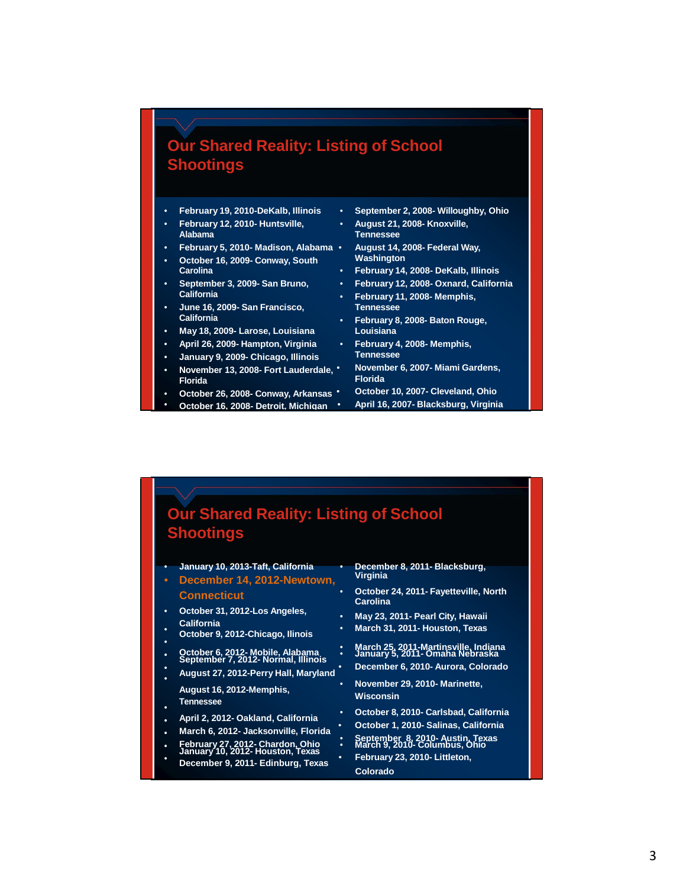## Our Shared Reality: Listing of School Shootings

- February 19, 2010-DeKalb, Illinois
- February 12, 2010- Huntsville, Alabama
- February 5, 2010- Madison, Alabama
- October 16, 2009- Conway, South Carolina
- September 3, 2009- San Bruno, California
- June 16, 2009- San Francisco, California
- May 18, 2009- Larose, Louisiana
- April 26, 2009- Hampton, Virginia
- January 9, 2009- Chicago, Illinois
- November 13, 2008- Fort Lauderdale, Florida
- October 26, 2008- Conway, Arkansas
- October 16, 2008- Detroit, Michigan
- September 2, 2008- Willoughby, Ohio
- August 21, 2008- Knoxville, Tennessee
- August 14, 2008- Federal Way, Washington
- February 14, 2008- DeKalb, Illinois
- February 12, 2008- Oxnard, California
- February 11, 2008- Memphis, Tennessee
- February 8, 2008- Baton Rouge, Louisiana
- February 4, 2008- Memphis, Tennessee
- November 6, 2007- Miami Gardens, Florida
- October 10, 2007- Cleveland, Ohio
- April 16, 2007- Blacksburg, Virginia

## Our Shared Reality: Listing of School Shootings

- January 10, 2013-Taft, California
- December 14, 2012-Newtown, Connecticut
- October 31, 2012-Los Angeles, California
- October 9, 2012-Chicago, Ilinois
- October 6, 2012- Mobile, Alabama
- September 7, 2012- Normal, Illinois
- August 27, 2012-Perry Hall, Maryland
- August 16, 2012-Memphis, Tennessee
- April 2, 2012- Oakland, California
- March 6, 2012- Jacksonville, Florida
- February 27, 2012- Chardon, Ohio
- January 10, 2012- Houston, Texas
- December 9, 2011- Edinburg, Texas
- December 8, 2011- Blacksburg, Virginia
- October 24, 2011- Fayetteville, North Carolina
- May 23, 2011- Pearl City, Hawaii
- March 31, 2011- Houston, Texas
- March 25, 2011-Martinsville, Indiana
- January 5, 2011- Omaha Nebraska
- December 6, 2010- Aurora, Colorado
- November 29, 2010- Marinette, Wisconsin
- October 8, 2010- Carlsbad, California
- October 1, 2010- Salinas, California
- September 8, 2010- Austin, Texas
- March 9, 2010- Columbus, Ohio
- February 23, 2010- Littleton, Colorado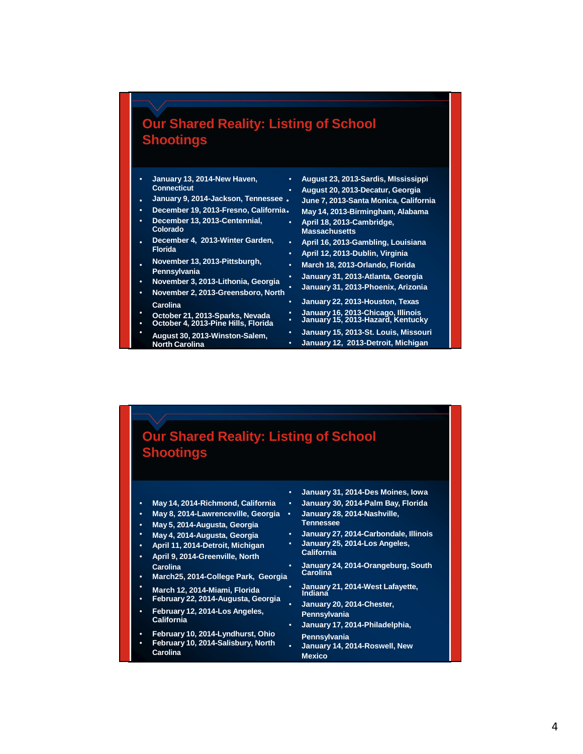## Our Shared Reality: Listing of School Shootings

- January 13, 2014-New Haven, Connecticut
- January 9, 2014-Jackson, Tennessee
- December 19, 2013-Fresno, California
- December 13, 2013-Centennial, Colorado
- December 4, 2013-Winter Garden, Florida
- November 13, 2013-Pittsburgh, Pennsylvania
- November 3, 2013-Lithonia, Georgia
- November 2, 2013-Greensboro, North Carolina
- October 21, 2013-Sparks, Nevada
- October 4, 2013-Pine Hills, Florida
- August 30, 2013-Winston-Salem, North Carolina
- August 23, 2013-Sardis, MIssissippi
- August 20, 2013-Decatur, Georgia
- June 7, 2013-Santa Monica, California
- May 14, 2013-Birmingham, Alabama
- April 18, 2013-Cambridge, Massachusetts
- April 16, 2013-Gambling, Louisiana
- April 12, 2013-Dublin, Virginia
- March 18, 2013-Orlando, Florida
- January 31, 2013-Atlanta, Georgia
- January 31, 2013-Phoenix, Arizona
- January 22, 2013-Houston, Texas
- January 16, 2013-Chicago, Illinois
- January 15, 2013-Hazard, Kentucky
- January 15, 2013-St. Louis, Missouri
- January 12, 2013-Detroit, Michigan

## Our Shared Reality: Listing of School Shootings

- May 14, 2014-Richmond, California
- May 8, 2014-Lawrenceville, Georgia
- May 5, 2014-Augusta, Georgia
- May 4, 2014-Augusta, Georgia
- April 11, 2014-Detroit, Michigan
- April 9, 2014-Greenville, North Carolina
- March25, 2014-College Park, Georgia
- March 12, 2014-Miami, Florida
- February 22, 2014-Augusta, Georgia
- February 12, 2014-Los Angeles, California
- February 10, 2014-Lyndhurst, Ohio
- February 10, 2014-Salisbury, North Carolina
- January 31, 2014-Des Moines, Iowa
- January 30, 2014-Palm Bay, Florida
- January 28, 2014-Nashville, Tennessee
- January 27, 2014-Carbondale, Illinois
- January 25, 2014-Los Angeles, California
- January 24, 2014-Orangeburg, South Carolina
- January 21, 2014-West Lafayette, Indiana
- January 20, 2014-Chester, Pennsylvania
- January 17, 2014-Philadelphia, Pennsylvania
- January 14, 2014-Roswell, New Mexico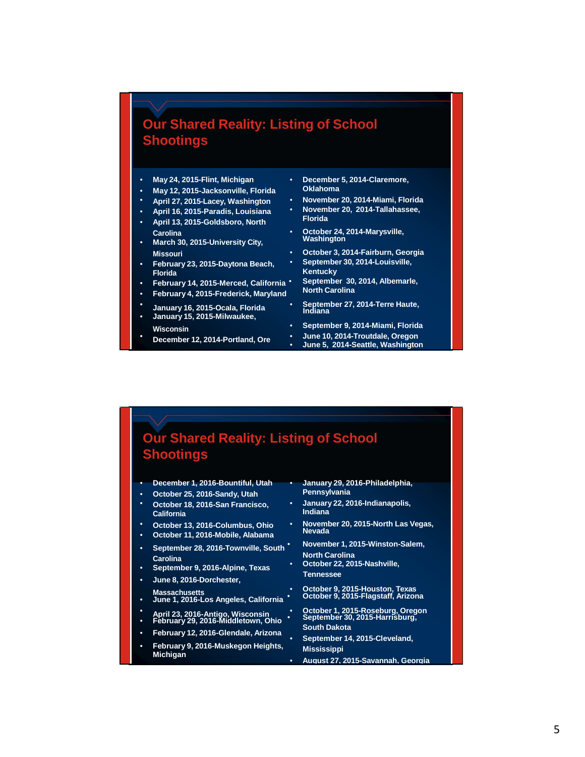## Our Shared Reality: Listing of School Shootings

- May 24, 2015-Flint, Michigan
- May 12, 2015-Jacksonville, Florida
- April 27, 2015-Lacey, Washington
- April 16, 2015-Paradis, Louisiana
- April 13, 2015-Goldsboro, North Carolina
- March 30, 2015-University City, Missouri
- February 23, 2015-Daytona Beach, Florida
- February 14, 2015-Merced, California
- February 4, 2015-Frederick, Maryland
- January 16, 2015-Ocala, Florida
- January 15, 2015-Milwaukee, Wisconsin
- December 12, 2014-Portland, Ore
- December 5, 2014-Claremore, Oklahoma
- November 20, 2014-Miami, Florida
- November 20, 2014-Tallahassee, Florida
- October 24, 2014-Marysville, Washington
- October 3, 2014-Fairburn, Georgia
- September 30, 2014-Louisville, Kentucky
- September 30, 2014, Albemarle, North Carolina
- September 27, 2014-Terre Haute, Indiana
- September 9, 2014-Miami, Florida
- June 10, 2014-Troutdale, Oregon
- June 5, 2014-Seattle, Washington

## Our Shared Reality: Listing of School Shootings

- December 1, 2016-Bountiful, Utah
- October 25, 2016-Sandy, Utah
- October 18, 2016-San Francisco, California
- October 13, 2016-Columbus, Ohio
- October 11, 2016-Mobile, Alabama
- September 28, 2016-Townville, South Carolina
- September 9, 2016-Alpine, Texas
- June 8, 2016-Dorchester, Massachusetts
- June 1, 2016-Los Angeles, California
- April 23, 2016-Antigo, Wisconsin
- February 29, 2016-Middletown, Ohio
- February 12, 2016-Glendale, Arizona
- February 9, 2016-Muskegon Heights, Michigan
- January 29, 2016-Philadelphia, Pennsylvania
- January 22, 2016-Indianapolis, Indiana
- November 20, 2015-North Las Vegas, Nevada
- November 1, 2015-Winston-Salem, North Carolina
- October 22, 2015-Nashville, Tennessee
- October 9, 2015-Houston, Texas
- October 9, 2015-Flagstaff, Arizona
- October 1, 2015-Roseburg, Oregon
- September 30, 2015-Harrisburg, South Dakota
- September 14, 2015-Cleveland, Mississippi
- August 27, 2015-Savannah, Georgia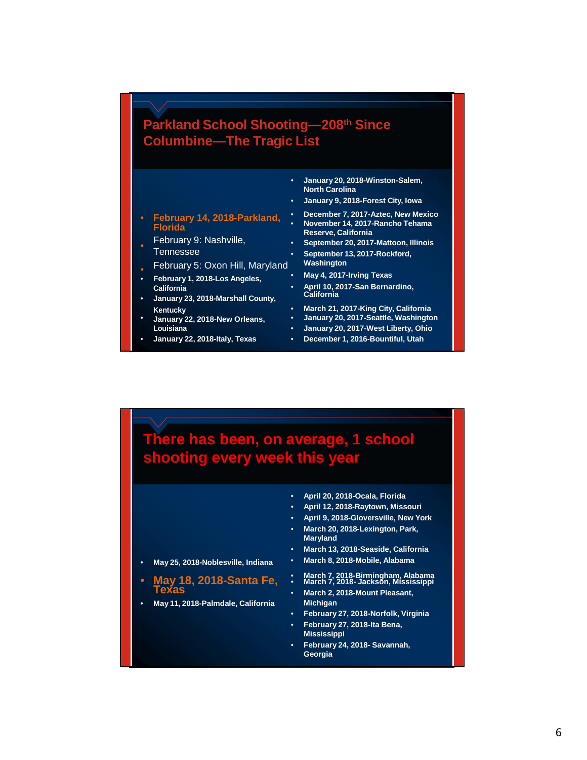## Parkland School Shooting—208th Since Columbine—The Tragic List

- **February 14, 2018-Parkland, Florida**
- February 9: Nashville, Tennessee
- February 5: Oxon Hill, Maryland
- **February 1, 2018-Los Angeles, California**
- **January 23, 2018-Marshall County, Kentucky**
- **January 22, 2018-New Orleans, Louisiana**
- **January 22, 2018-Italy, Texas**
- **January 20, 2018-Winston-Salem, North Carolina**
- **January 9, 2018-Forest City, Iowa**
- **December 7, 2017-Aztec, New Mexico**
- **November 14, 2017-Rancho Tehama Reserve, California**
- **September 20, 2017-Mattoon, Illinois**
- **September 13, 2017-Rockford, Washington**
- **May 4, 2017-Irving Texas**
- **April 10, 2017-San Bernardino, California**
- **March 21, 2017-King City, California**
- **January 20, 2017-Seattle, Washington**
- **January 20, 2017-West Liberty, Ohio**
- **December 1, 2016-Bountiful, Utah**

## There has been, on average, 1 school shooting every week this year

- **May 25, 2018-Noblesville, Indiana**
- **May 18, 2018-Santa Fe, Texas**
- **May 11, 2018-Palmdale, California**
- **April 20, 2018-Ocala, Florida**
- **April 12, 2018-Raytown, Missouri**
- **April 9, 2018-Gloversville, New York**
- **March 20, 2018-Lexington, Park, Maryland**
- **March 13, 2018-Seaside, California**
- **March 8, 2018-Mobile, Alabama**
- **March 7, 2018-Birmingham, Alabama**
- **March 7, 2018- Jackson, Mississippi**
- **March 2, 2018-Mount Pleasant, Michigan**
- **February 27, 2018-Norfolk, Virginia**
- **February 27, 2018-Ita Bena, Mississippi**
- **February 24, 2018- Savannah, Georgia**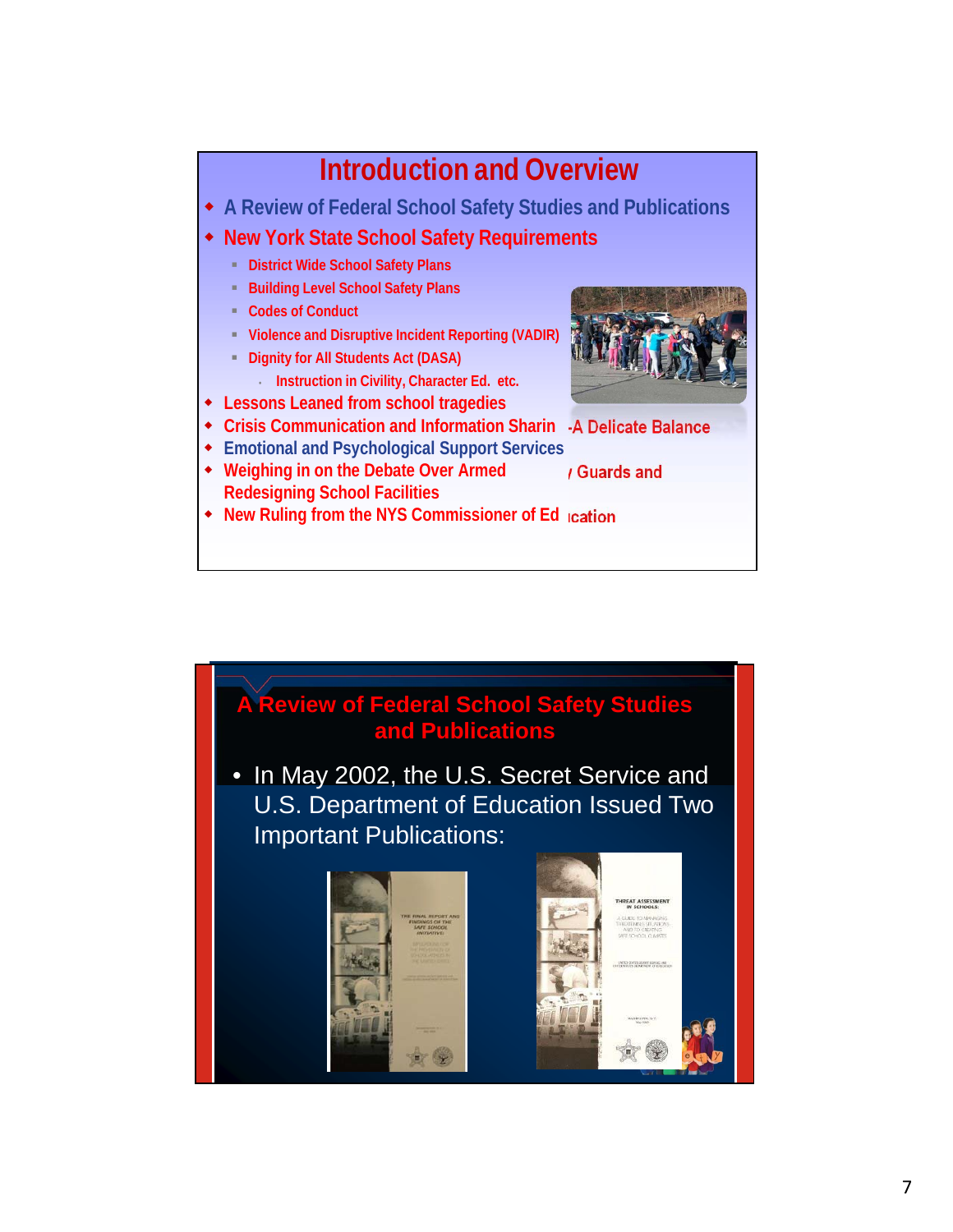## Introduction and Overview

- A Review of Federal School Safety Studies and Publications
- New York State School Safety Requirements
  - District Wide School Safety Plans
  - Building Level School Safety Plans
  - Codes of Conduct
  - Violence and Disruptive Incident Reporting (VADIR)
  - Dignity for All Students Act (DASA)
    - Instruction in Civility, Character Ed. etc.
- Lessons Leaned from school tragedies
- Crisis Communication and Information Sharin -A Delicate Balance
- Emotional and Psychological Support Services
- Weighing in on the Debate Over Armed / Guards and Redesigning School Facilities
- New Ruling from the NYS Commissioner of Ed ıcation

## A Review of Federal School Safety Studies and Publications

- In May 2002, the U.S. Secret Service and U.S. Department of Education Issued Two Important Publications:

THE FINAL REPORT AND FINDINGS OF THE SAFE SCHOOL INITIATIVE

THREAT ASSESSMENT IN SCHOOLS: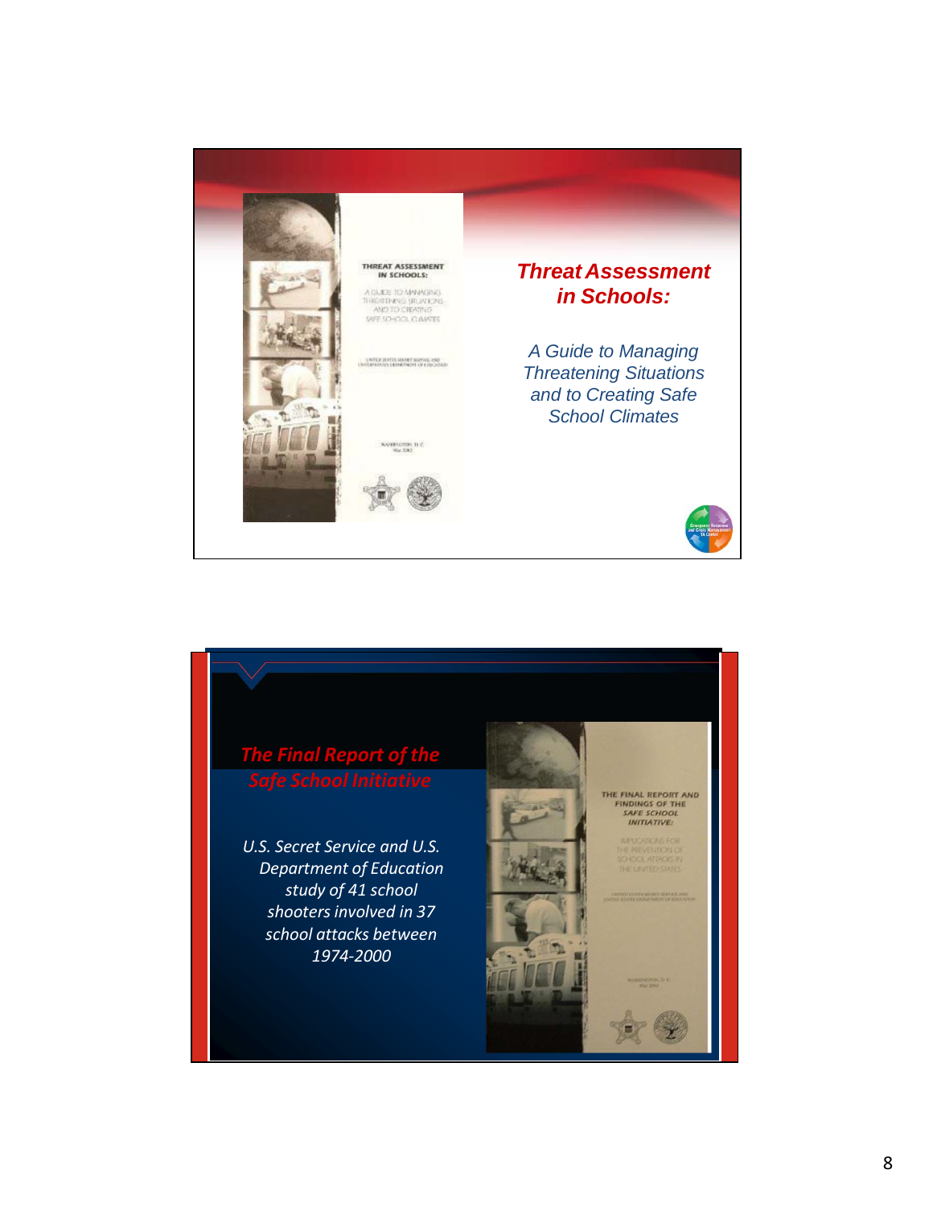## Threat Assessment in Schools:

*A Guide to Managing Threatening Situations and to Creating Safe School Climates*

## The Final Report of the Safe School Initiative

*U.S. Secret Service and U.S. Department of Education study of 41 school shooters involved in 37 school attacks between 1974-2000*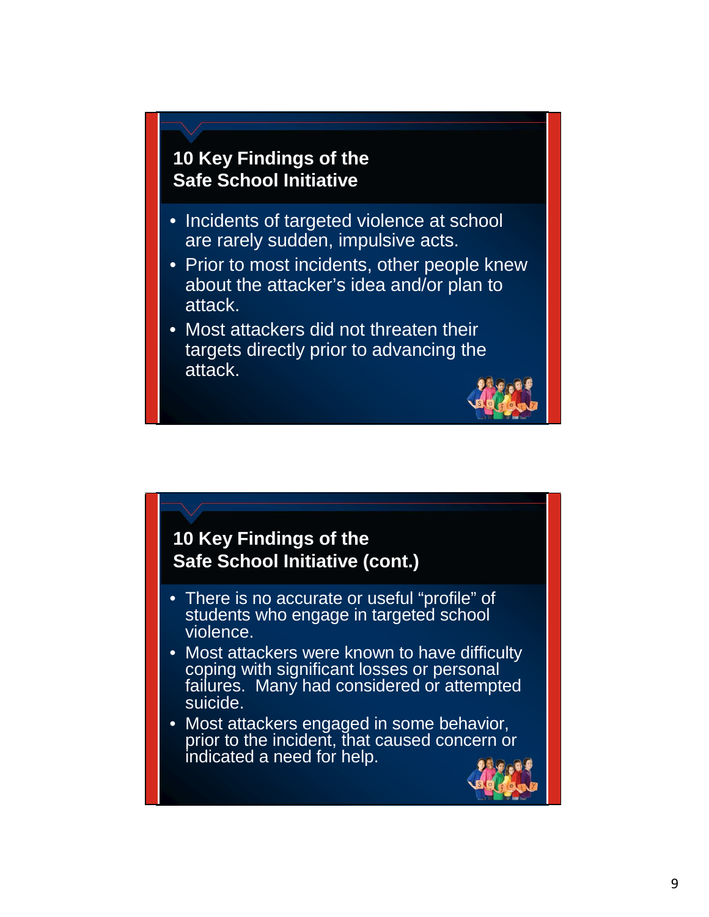## 10 Key Findings of the Safe School Initiative

- Incidents of targeted violence at school are rarely sudden, impulsive acts.
- Prior to most incidents, other people knew about the attacker's idea and/or plan to attack.
- Most attackers did not threaten their targets directly prior to advancing the attack.

## 10 Key Findings of the Safe School Initiative (cont.)

- There is no accurate or useful "profile" of students who engage in targeted school violence.
- Most attackers were known to have difficulty coping with significant losses or personal failures. Many had considered or attempted suicide.
- Most attackers engaged in some behavior, prior to the incident, that caused concern or indicated a need for help.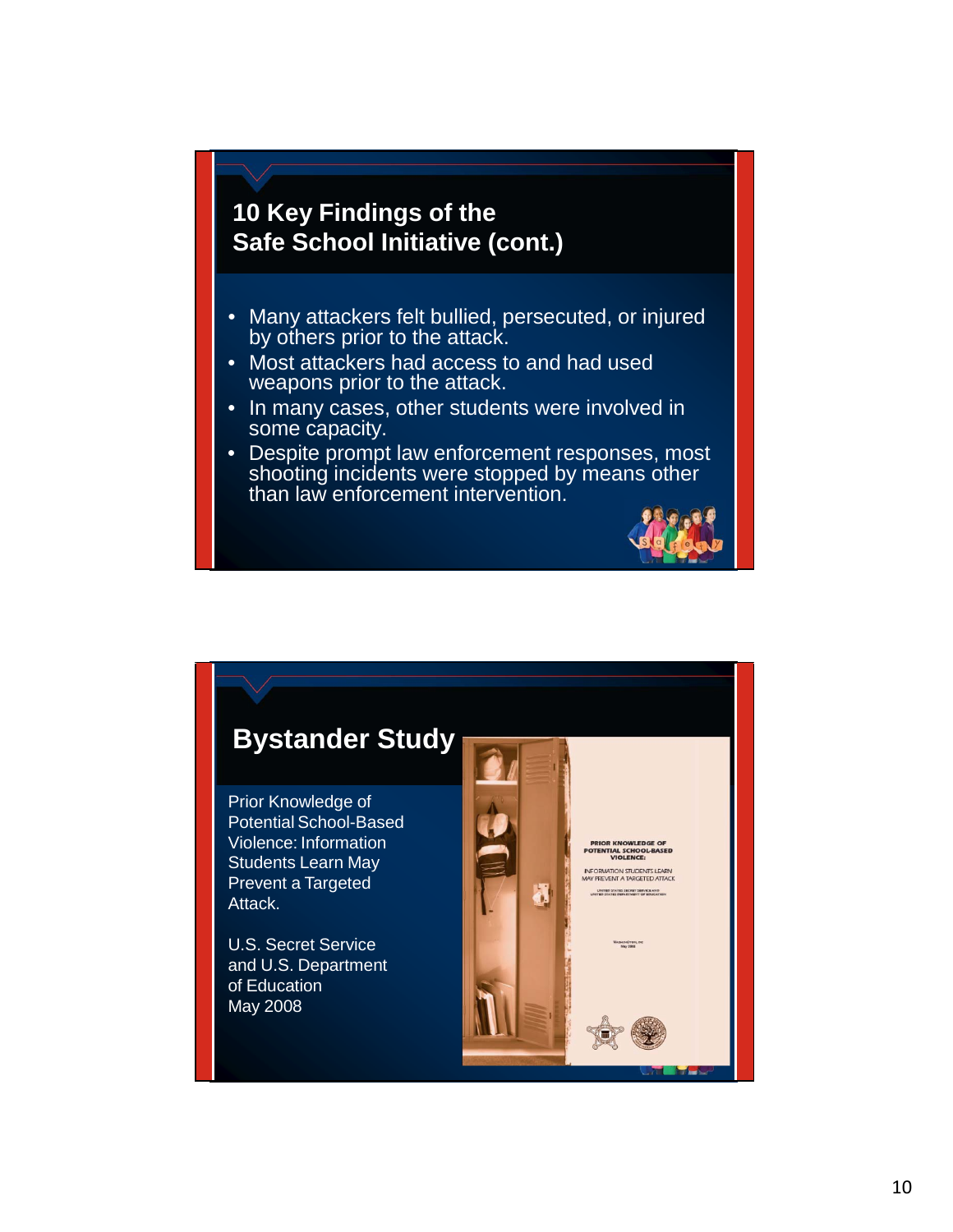## 10 Key Findings of the Safe School Initiative (cont.)

- Many attackers felt bullied, persecuted, or injured by others prior to the attack.
- Most attackers had access to and had used weapons prior to the attack.
- In many cases, other students were involved in some capacity.
- Despite prompt law enforcement responses, most shooting incidents were stopped by means other than law enforcement intervention.

## Bystander Study

Prior Knowledge of Potential School-Based Violence: Information Students Learn May Prevent a Targeted Attack.

U.S. Secret Service and U.S. Department of Education May 2008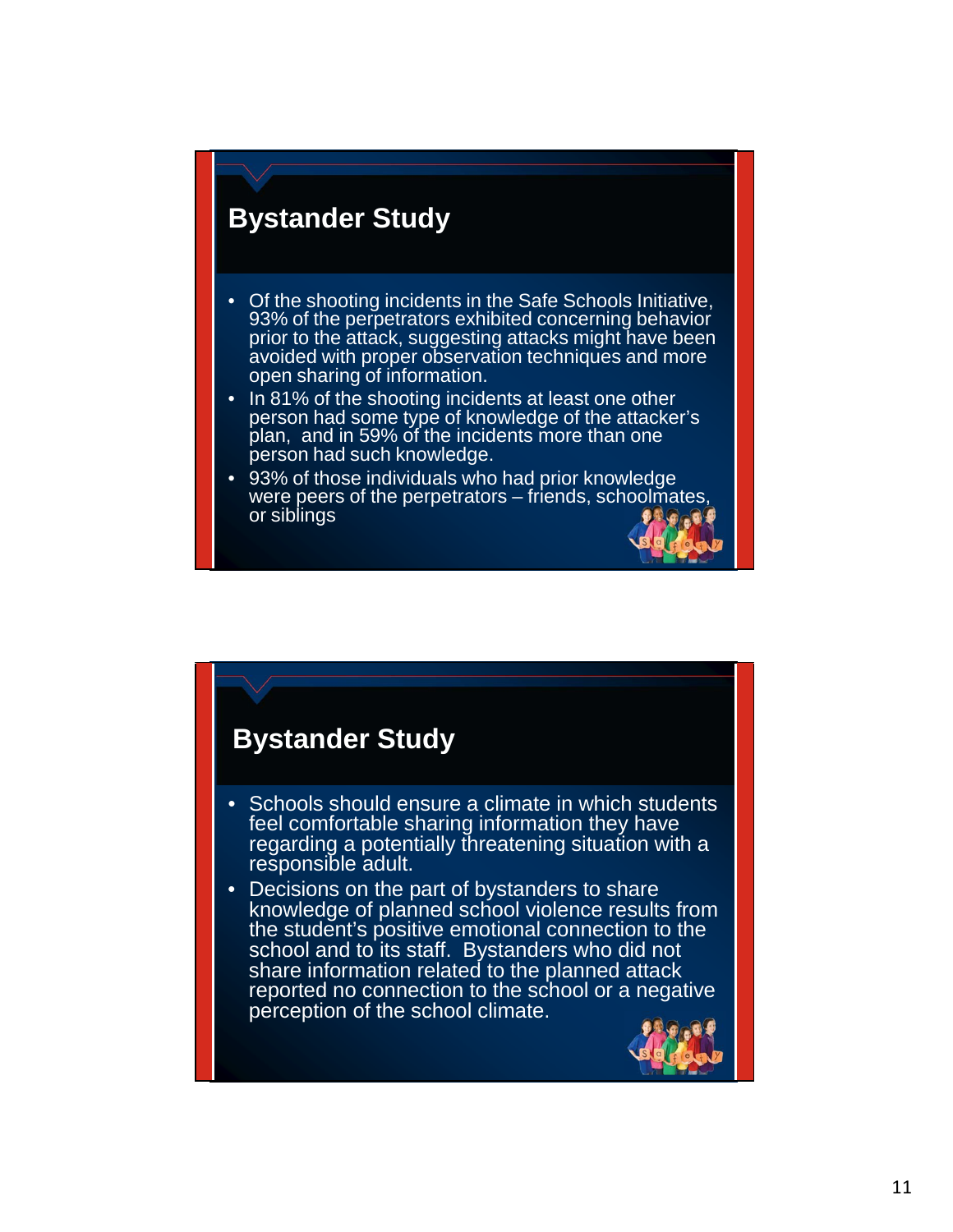## Bystander Study

- Of the shooting incidents in the Safe Schools Initiative, 93% of the perpetrators exhibited concerning behavior prior to the attack, suggesting attacks might have been avoided with proper observation techniques and more open sharing of information.
- In 81% of the shooting incidents at least one other person had some type of knowledge of the attacker's plan, and in 59% of the incidents more than one person had such knowledge.
- 93% of those individuals who had prior knowledge were peers of the perpetrators – friends, schoolmates, or siblings

## Bystander Study

- Schools should ensure a climate in which students feel comfortable sharing information they have regarding a potentially threatening situation with a responsible adult.
- Decisions on the part of bystanders to share knowledge of planned school violence results from the student's positive emotional connection to the school and to its staff. Bystanders who did not share information related to the planned attack reported no connection to the school or a negative perception of the school climate.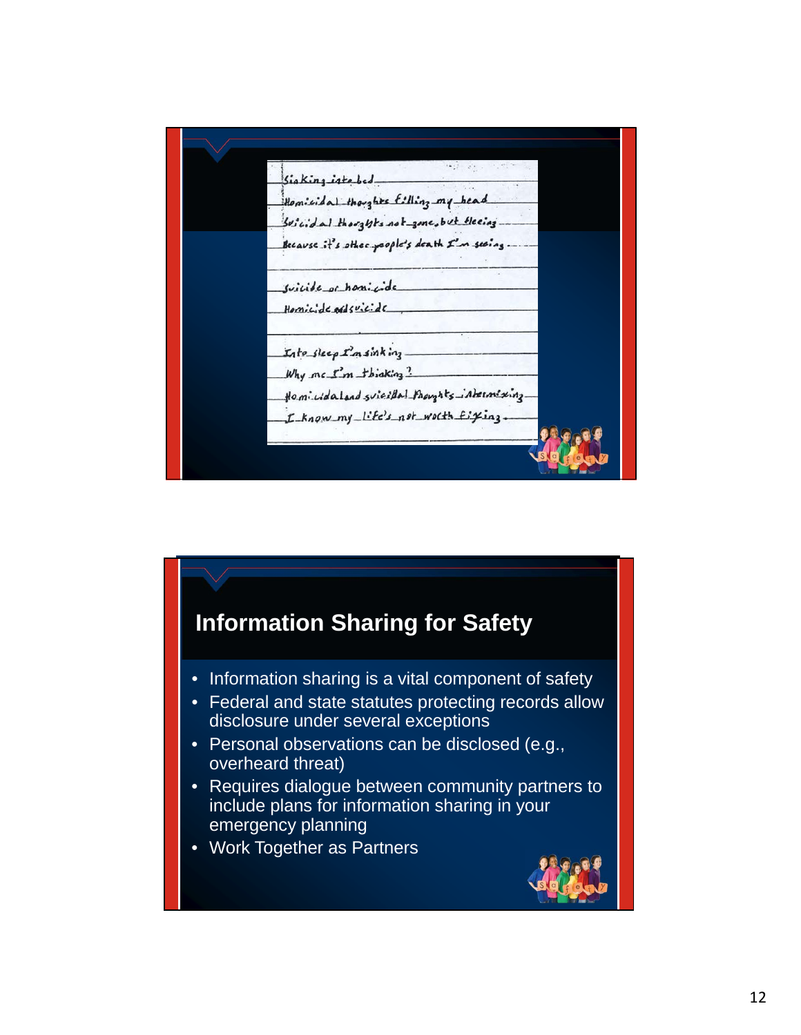Sinking into bed

Homicidal thoughts filling my head

Suicidal thoughts not gone, but fleeing

Because it's other people's death I'm seeing

Suicide or homicide

Homicide and suicide

Into sleep I'm sinking

Why me I'm thinking?

Homicidal and suicidal thoughts intermixing

I know my life's not worth fixing.

## Information Sharing for Safety

- Information sharing is a vital component of safety
- Federal and state statutes protecting records allow disclosure under several exceptions
- Personal observations can be disclosed (e.g., overheard threat)
- Requires dialogue between community partners to include plans for information sharing in your emergency planning
- Work Together as Partners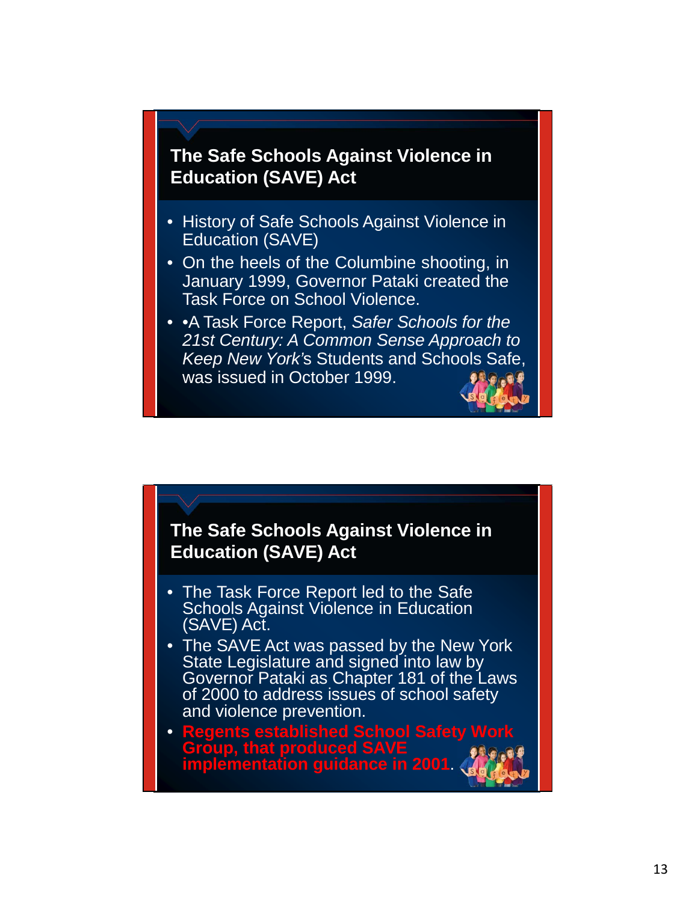## The Safe Schools Against Violence in Education (SAVE) Act

- History of Safe Schools Against Violence in Education (SAVE)
- On the heels of the Columbine shooting, in January 1999, Governor Pataki created the Task Force on School Violence.
- •A Task Force Report, *Safer Schools for the 21st Century: A Common Sense Approach to Keep New York's* Students and Schools Safe, was issued in October 1999.

## The Safe Schools Against Violence in Education (SAVE) Act

- The Task Force Report led to the Safe Schools Against Violence in Education (SAVE) Act.
- The SAVE Act was passed by the New York State Legislature and signed into law by Governor Pataki as Chapter 181 of the Laws of 2000 to address issues of school safety and violence prevention.
- **Regents established School Safety Work Group, that produced SAVE implementation guidance in 2001**.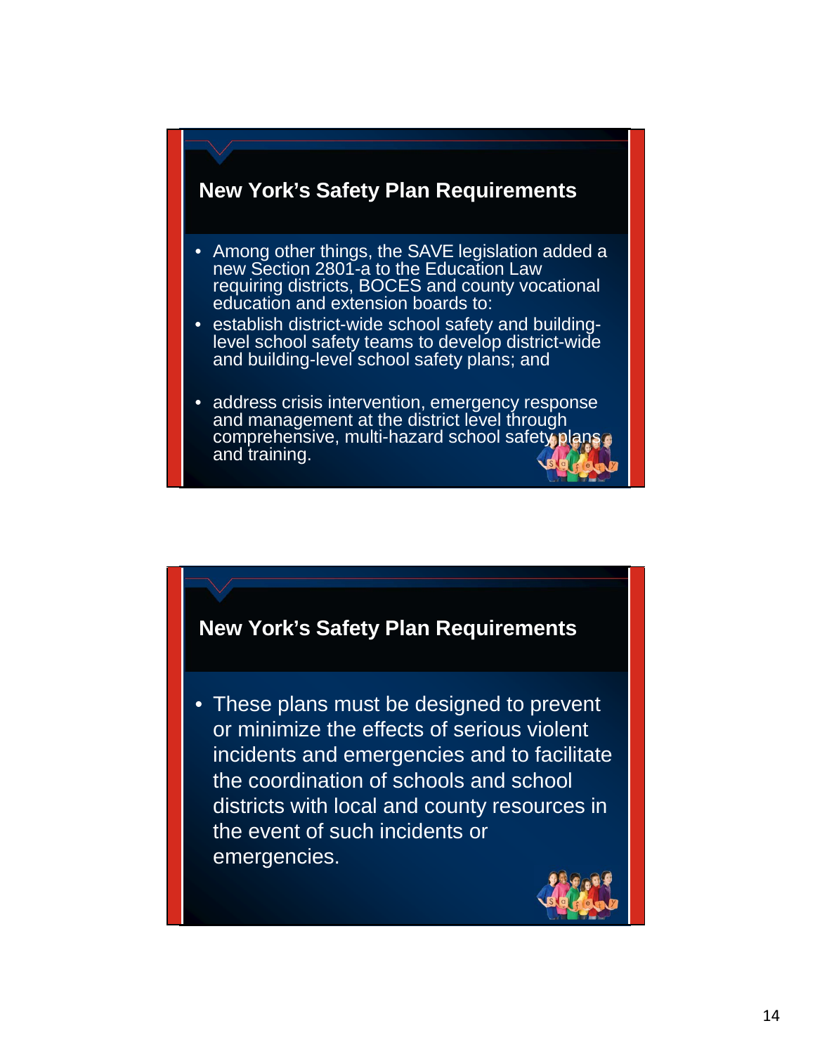## New York's Safety Plan Requirements

- Among other things, the SAVE legislation added a new Section 2801-a to the Education Law requiring districts, BOCES and county vocational education and extension boards to:
- establish district-wide school safety and building-level school safety teams to develop district-wide and building-level school safety plans; and
- address crisis intervention, emergency response and management at the district level through comprehensive, multi-hazard school safety plans and training.

## New York's Safety Plan Requirements

- These plans must be designed to prevent or minimize the effects of serious violent incidents and emergencies and to facilitate the coordination of schools and school districts with local and county resources in the event of such incidents or emergencies.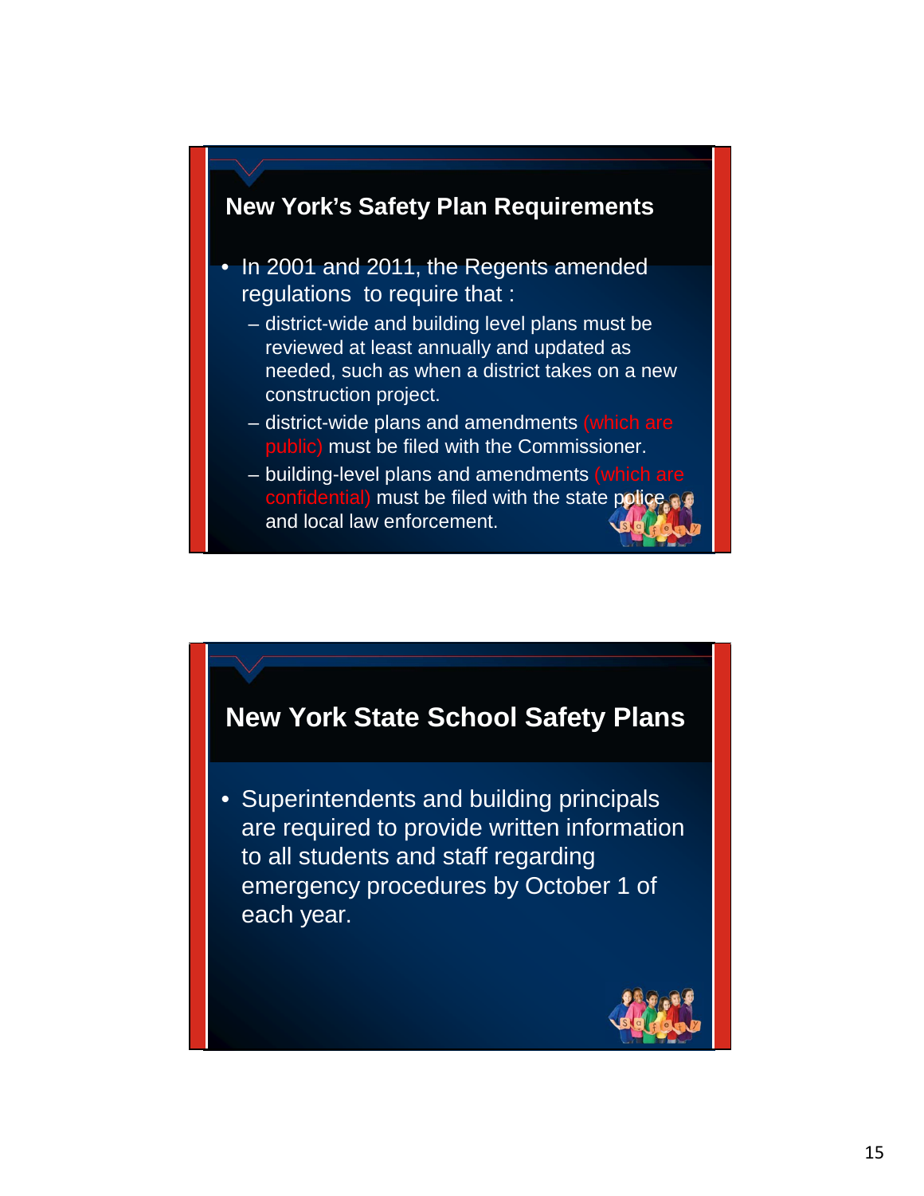## New York's Safety Plan Requirements

- In 2001 and 2011, the Regents amended regulations to require that :
  - district-wide and building level plans must be reviewed at least annually and updated as needed, such as when a district takes on a new construction project.
  - district-wide plans and amendments (which are public) must be filed with the Commissioner.
  - building-level plans and amendments (which are confidential) must be filed with the state police and local law enforcement.

## New York State School Safety Plans

- Superintendents and building principals are required to provide written information to all students and staff regarding emergency procedures by October 1 of each year.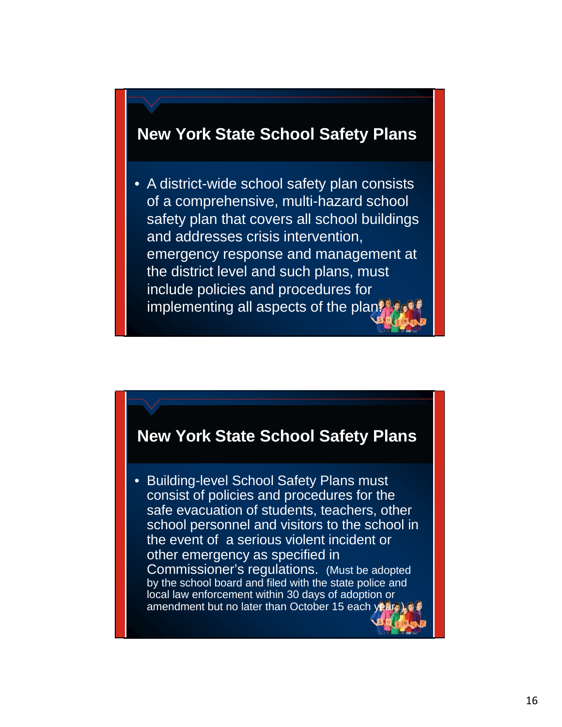## New York State School Safety Plans

- A district-wide school safety plan consists of a comprehensive, multi-hazard school safety plan that covers all school buildings and addresses crisis intervention, emergency response and management at the district level and such plans, must include policies and procedures for implementing all aspects of the plan.

## New York State School Safety Plans

- Building-level School Safety Plans must consist of policies and procedures for the safe evacuation of students, teachers, other school personnel and visitors to the school in the event of a serious violent incident or other emergency as specified in Commissioner's regulations. (Must be adopted by the school board and filed with the state police and local law enforcement within 30 days of adoption or amendment but no later than October 15 each year.)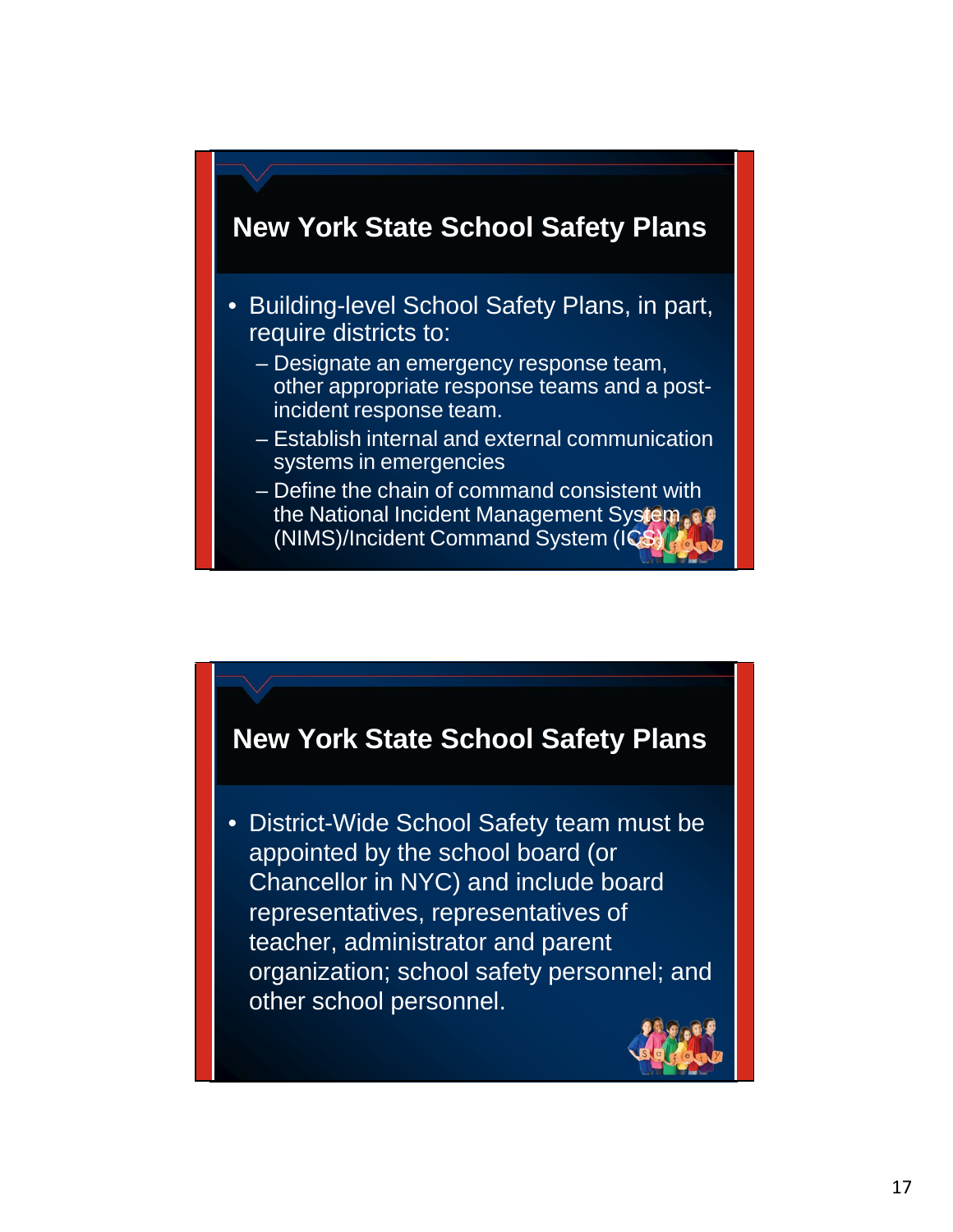## New York State School Safety Plans

- Building-level School Safety Plans, in part, require districts to:
  - Designate an emergency response team, other appropriate response teams and a post-incident response team.
  - Establish internal and external communication systems in emergencies
  - Define the chain of command consistent with the National Incident Management System (NIMS)/Incident Command System (ICS)

## New York State School Safety Plans

- District-Wide School Safety team must be appointed by the school board (or Chancellor in NYC) and include board representatives, representatives of teacher, administrator and parent organization; school safety personnel; and other school personnel.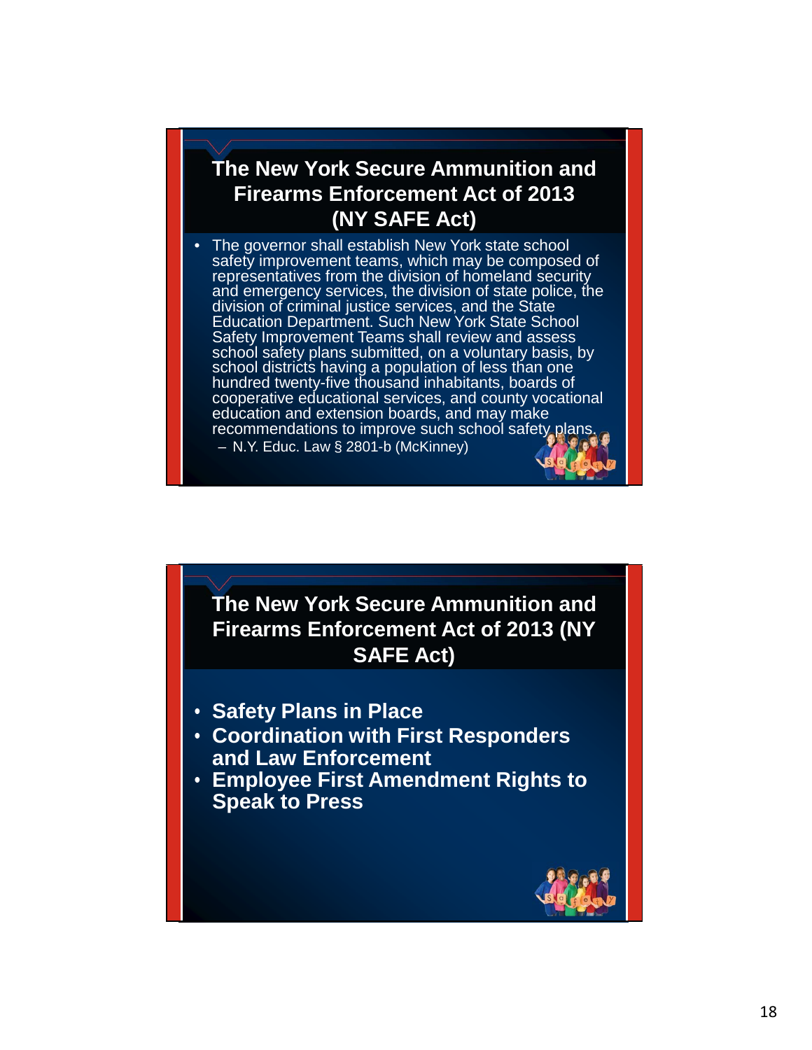## The New York Secure Ammunition and Firearms Enforcement Act of 2013 (NY SAFE Act)

- The governor shall establish New York state school safety improvement teams, which may be composed of representatives from the division of homeland security and emergency services, the division of state police, the division of criminal justice services, and the State Education Department. Such New York State School Safety Improvement Teams shall review and assess school safety plans submitted, on a voluntary basis, by school districts having a population of less than one hundred twenty-five thousand inhabitants, boards of cooperative educational services, and county vocational education and extension boards, and may make recommendations to improve such school safety plans.
  - N.Y. Educ. Law § 2801-b (McKinney)

## The New York Secure Ammunition and Firearms Enforcement Act of 2013 (NY SAFE Act)

- **Safety Plans in Place**
- **Coordination with First Responders and Law Enforcement**
- **Employee First Amendment Rights to Speak to Press**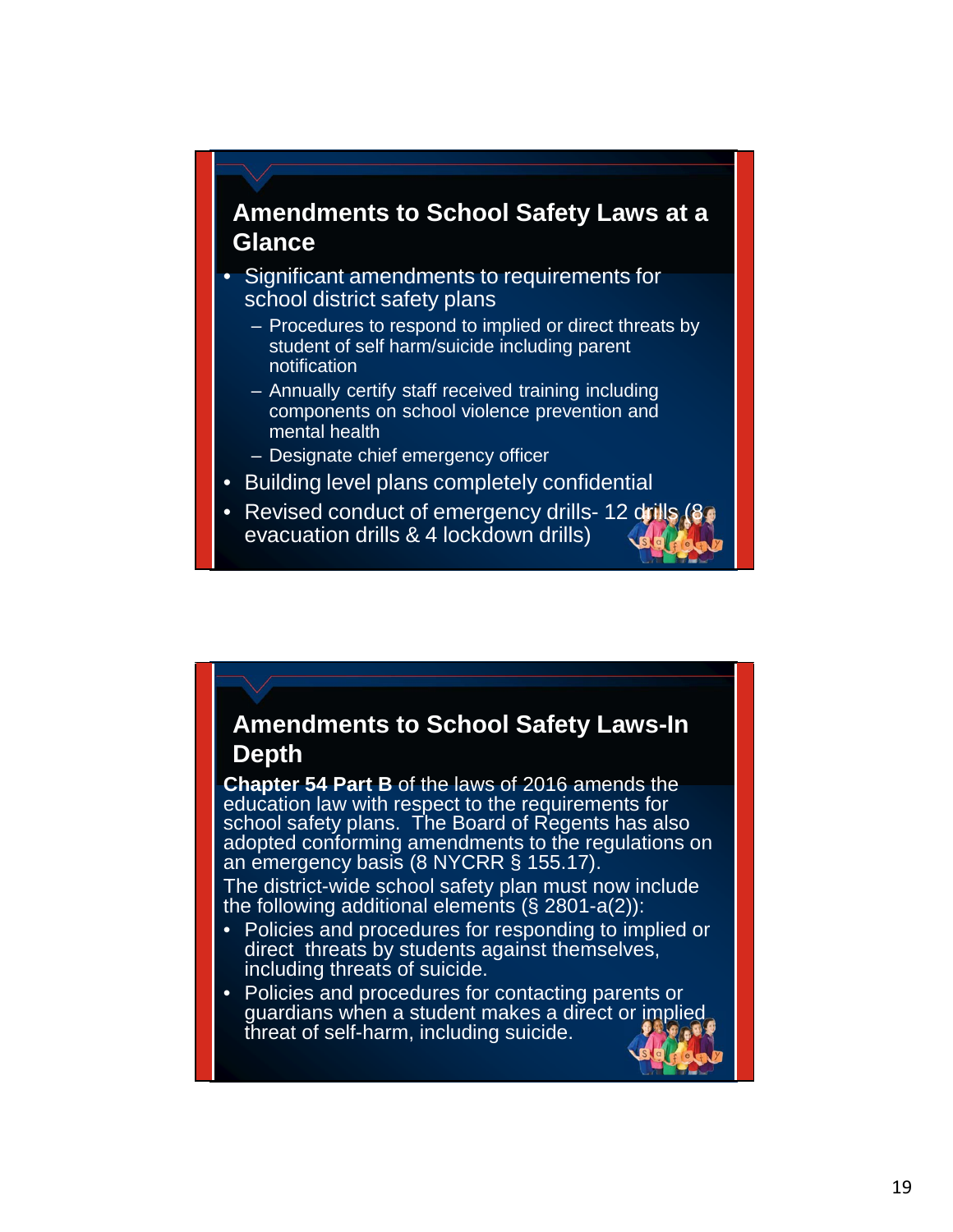## Amendments to School Safety Laws at a Glance

- Significant amendments to requirements for school district safety plans
  - Procedures to respond to implied or direct threats by student of self harm/suicide including parent notification
  - Annually certify staff received training including components on school violence prevention and mental health
  - Designate chief emergency officer
- Building level plans completely confidential
- Revised conduct of emergency drills- 12 drills (8 evacuation drills & 4 lockdown drills)

## Amendments to School Safety Laws-In Depth

**Chapter 54 Part B** of the laws of 2016 amends the education law with respect to the requirements for school safety plans. The Board of Regents has also adopted conforming amendments to the regulations on an emergency basis (8 NYCRR § 155.17).

The district-wide school safety plan must now include the following additional elements (§ 2801-a(2)):

- Policies and procedures for responding to implied or direct threats by students against themselves, including threats of suicide.
- Policies and procedures for contacting parents or guardians when a student makes a direct or implied threat of self-harm, including suicide.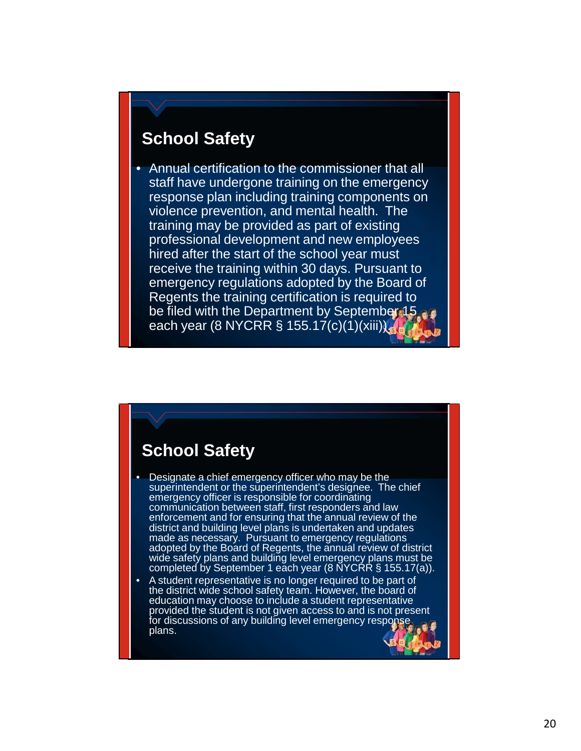## School Safety

- Annual certification to the commissioner that all staff have undergone training on the emergency response plan including training components on violence prevention, and mental health. The training may be provided as part of existing professional development and new employees hired after the start of the school year must receive the training within 30 days. Pursuant to emergency regulations adopted by the Board of Regents the training certification is required to be filed with the Department by September 15 each year (8 NYCRR § 155.17(c)(1)(xiii)).

## School Safety

- Designate a chief emergency officer who may be the superintendent or the superintendent's designee. The chief emergency officer is responsible for coordinating communication between staff, first responders and law enforcement and for ensuring that the annual review of the district and building level plans is undertaken and updates made as necessary. Pursuant to emergency regulations adopted by the Board of Regents, the annual review of district wide safety plans and building level emergency plans must be completed by September 1 each year (8 NYCRR § 155.17(a)).
- A student representative is no longer required to be part of the district wide school safety team. However, the board of education may choose to include a student representative provided the student is not given access to and is not present for discussions of any building level emergency response plans.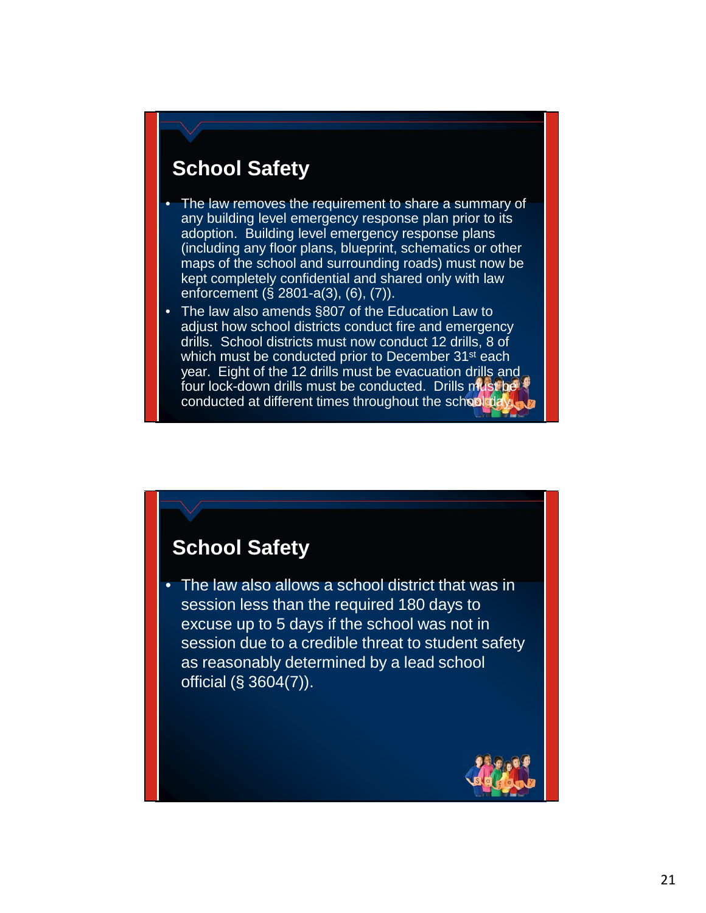## School Safety

- The law removes the requirement to share a summary of any building level emergency response plan prior to its adoption. Building level emergency response plans (including any floor plans, blueprint, schematics or other maps of the school and surrounding roads) must now be kept completely confidential and shared only with law enforcement (§ 2801-a(3), (6), (7)).
- The law also amends §807 of the Education Law to adjust how school districts conduct fire and emergency drills. School districts must now conduct 12 drills, 8 of which must be conducted prior to December 31st each year. Eight of the 12 drills must be evacuation drills and four lock-down drills must be conducted. Drills must be conducted at different times throughout the school day.

## School Safety

- The law also allows a school district that was in session less than the required 180 days to excuse up to 5 days if the school was not in session due to a credible threat to student safety as reasonably determined by a lead school official (§ 3604(7)).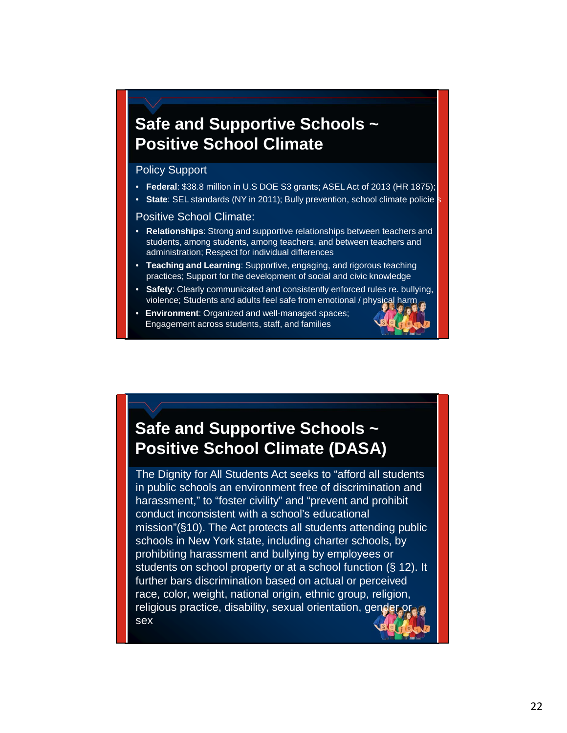# Safe and Supportive Schools ~ Positive School Climate

Policy Support

- **Federal**: $38.8 million in U.S DOE S3 grants; ASEL Act of 2013 (HR 1875);
- **State**: SEL standards (NY in 2011); Bully prevention, school climate policies

Positive School Climate:

- **Relationships**: Strong and supportive relationships between teachers and students, among students, among teachers, and between teachers and administration; Respect for individual differences
- **Teaching and Learning**: Supportive, engaging, and rigorous teaching practices; Support for the development of social and civic knowledge
- **Safety**: Clearly communicated and consistently enforced rules re. bullying, violence; Students and adults feel safe from emotional / physical harm
- **Environment**: Organized and well-managed spaces; Engagement across students, staff, and families

# Safe and Supportive Schools ~ Positive School Climate (DASA)

The Dignity for All Students Act seeks to "afford all students in public schools an environment free of discrimination and harassment," to "foster civility" and "prevent and prohibit conduct inconsistent with a school's educational mission"(§10). The Act protects all students attending public schools in New York state, including charter schools, by prohibiting harassment and bullying by employees or students on school property or at a school function (§ 12). It further bars discrimination based on actual or perceived race, color, weight, national origin, ethnic group, religion, religious practice, disability, sexual orientation, gender or sex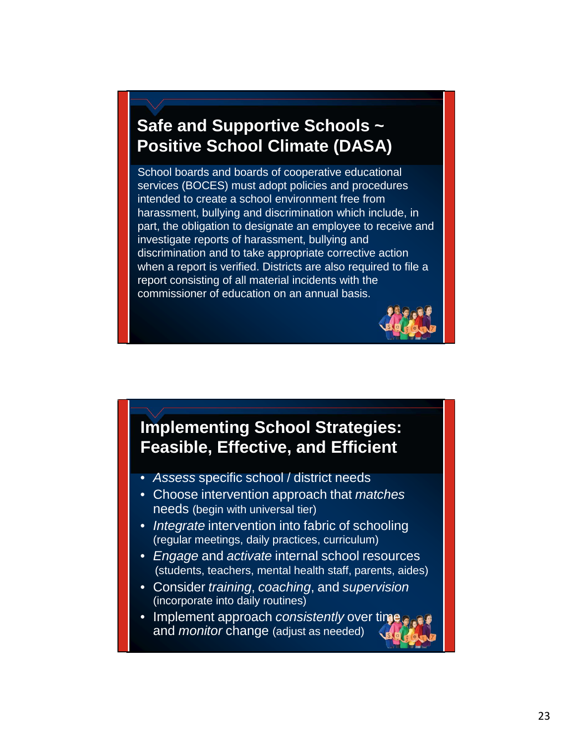## Safe and Supportive Schools ~ Positive School Climate (DASA)

School boards and boards of cooperative educational services (BOCES) must adopt policies and procedures intended to create a school environment free from harassment, bullying and discrimination which include, in part, the obligation to designate an employee to receive and investigate reports of harassment, bullying and discrimination and to take appropriate corrective action when a report is verified. Districts are also required to file a report consisting of all material incidents with the commissioner of education on an annual basis.

## Implementing School Strategies: Feasible, Effective, and Efficient

- *Assess* specific school / district needs
- Choose intervention approach that *matches* needs (begin with universal tier)
- *Integrate* intervention into fabric of schooling (regular meetings, daily practices, curriculum)
- *Engage* and *activate* internal school resources (students, teachers, mental health staff, parents, aides)
- Consider *training*, *coaching*, and *supervision* (incorporate into daily routines)
- Implement approach *consistently* over time and *monitor* change (adjust as needed)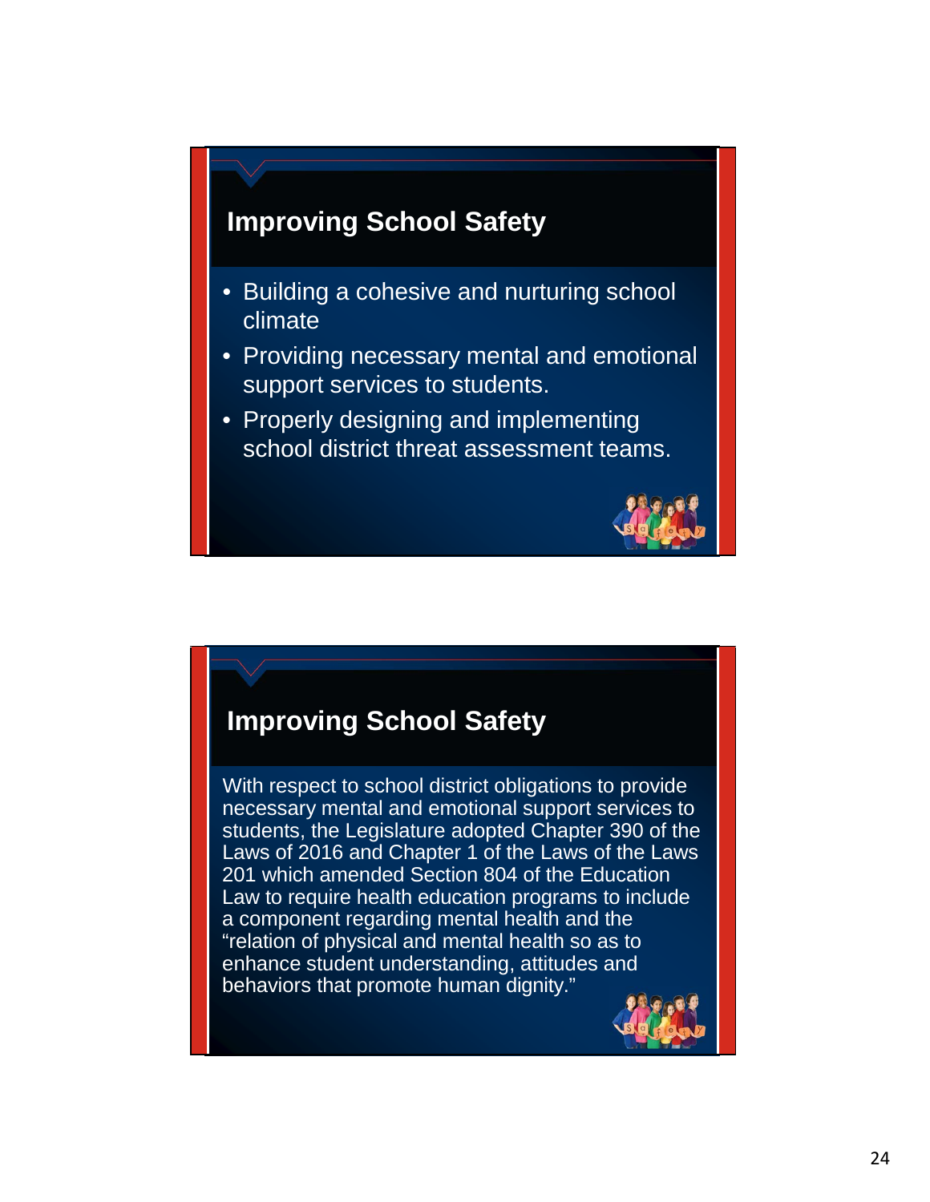## Improving School Safety

- Building a cohesive and nurturing school climate
- Providing necessary mental and emotional support services to students.
- Properly designing and implementing school district threat assessment teams.

## Improving School Safety

With respect to school district obligations to provide necessary mental and emotional support services to students, the Legislature adopted Chapter 390 of the Laws of 2016 and Chapter 1 of the Laws of the Laws 201 which amended Section 804 of the Education Law to require health education programs to include a component regarding mental health and the "relation of physical and mental health so as to enhance student understanding, attitudes and behaviors that promote human dignity."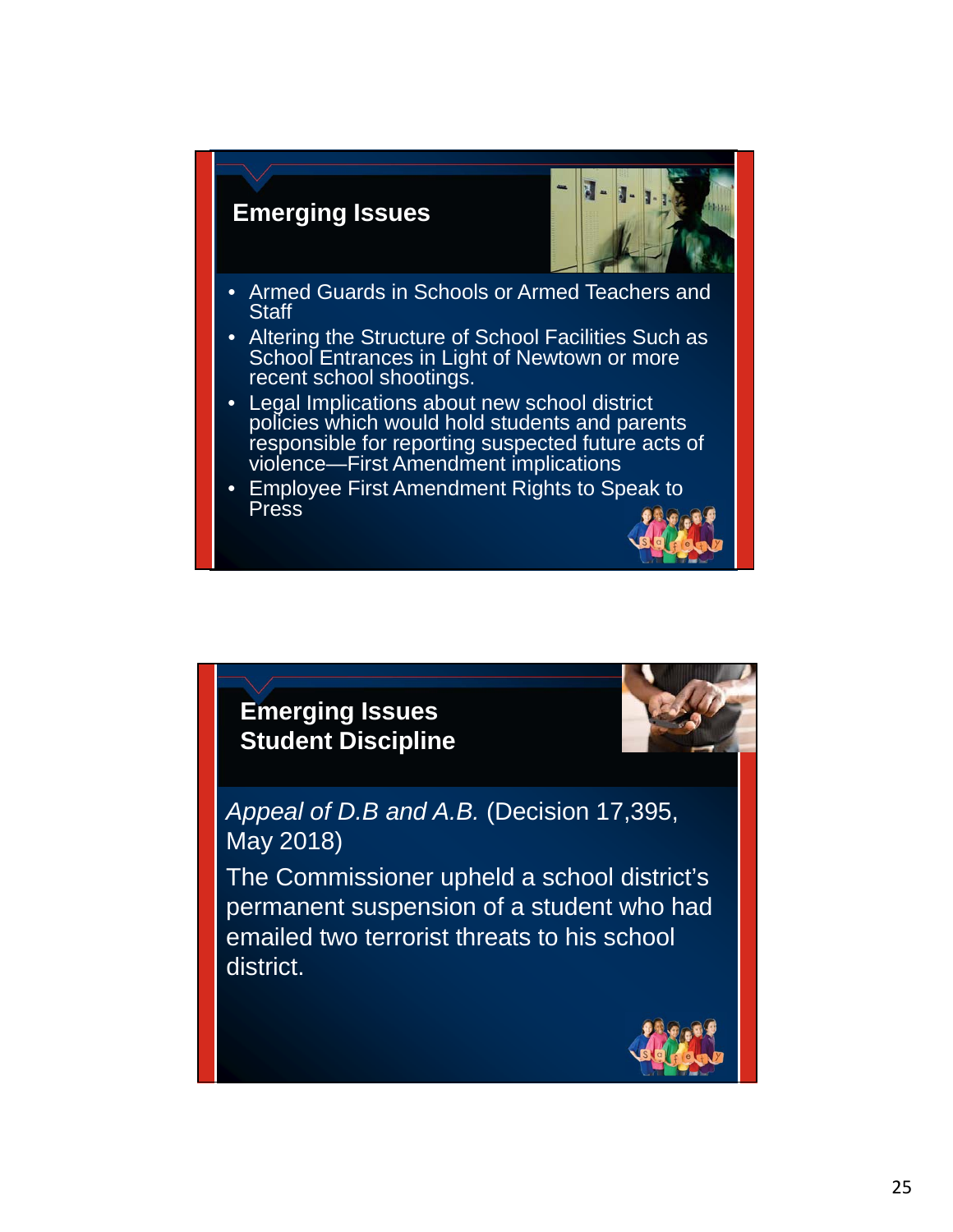## Emerging Issues

- Armed Guards in Schools or Armed Teachers and Staff
- Altering the Structure of School Facilities Such as School Entrances in Light of Newtown or more recent school shootings.
- Legal Implications about new school district policies which would hold students and parents responsible for reporting suspected future acts of violence—First Amendment implications
- Employee First Amendment Rights to Speak to Press

## Emerging Issues
## Student Discipline

*Appeal of D.B and A.B.* (Decision 17,395, May 2018)

The Commissioner upheld a school district's permanent suspension of a student who had emailed two terrorist threats to his school district.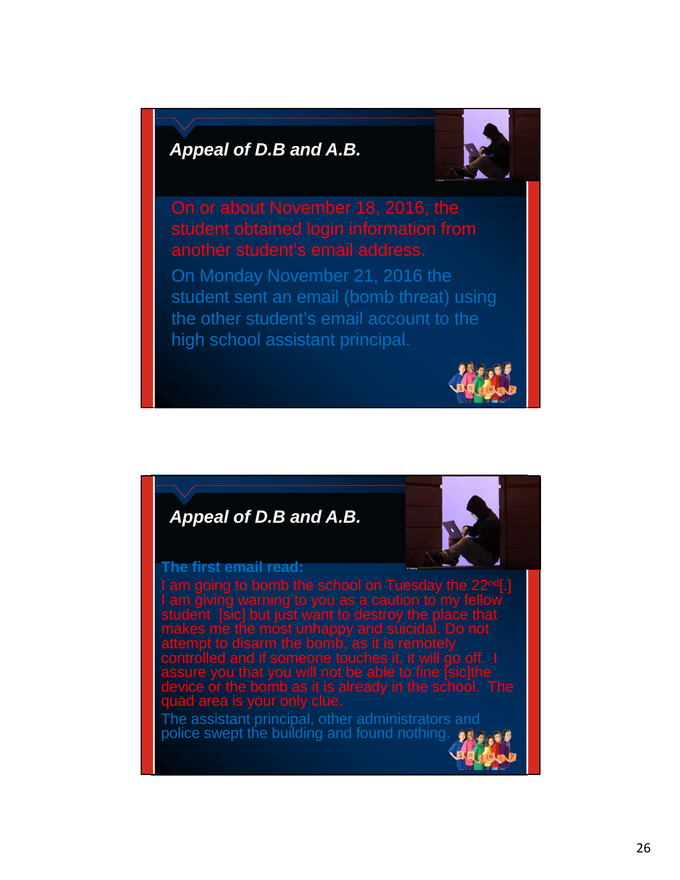## *Appeal of D.B and A.B.*

On or about November 18, 2016, the student obtained login information from another student's email address.

On Monday November 21, 2016 the student sent an email (bomb threat) using the other student's email account to the high school assistant principal.

## *Appeal of D.B and A.B.*

**The first email read:**

I am going to bomb the school on Tuesday the 22nd[.] I am giving warning to you as a caution to my fellow student [sic] but just want to destroy the place that makes me the most unhappy and suicidal. Do not attempt to disarm the bomb, as it is remotely controlled and if someone touches it, it will go off. I assure you that you will not be able to fine [sic]the device or the bomb as it is already in the school. The quad area is your only clue.

The assistant principal, other administrators and police swept the building and found nothing.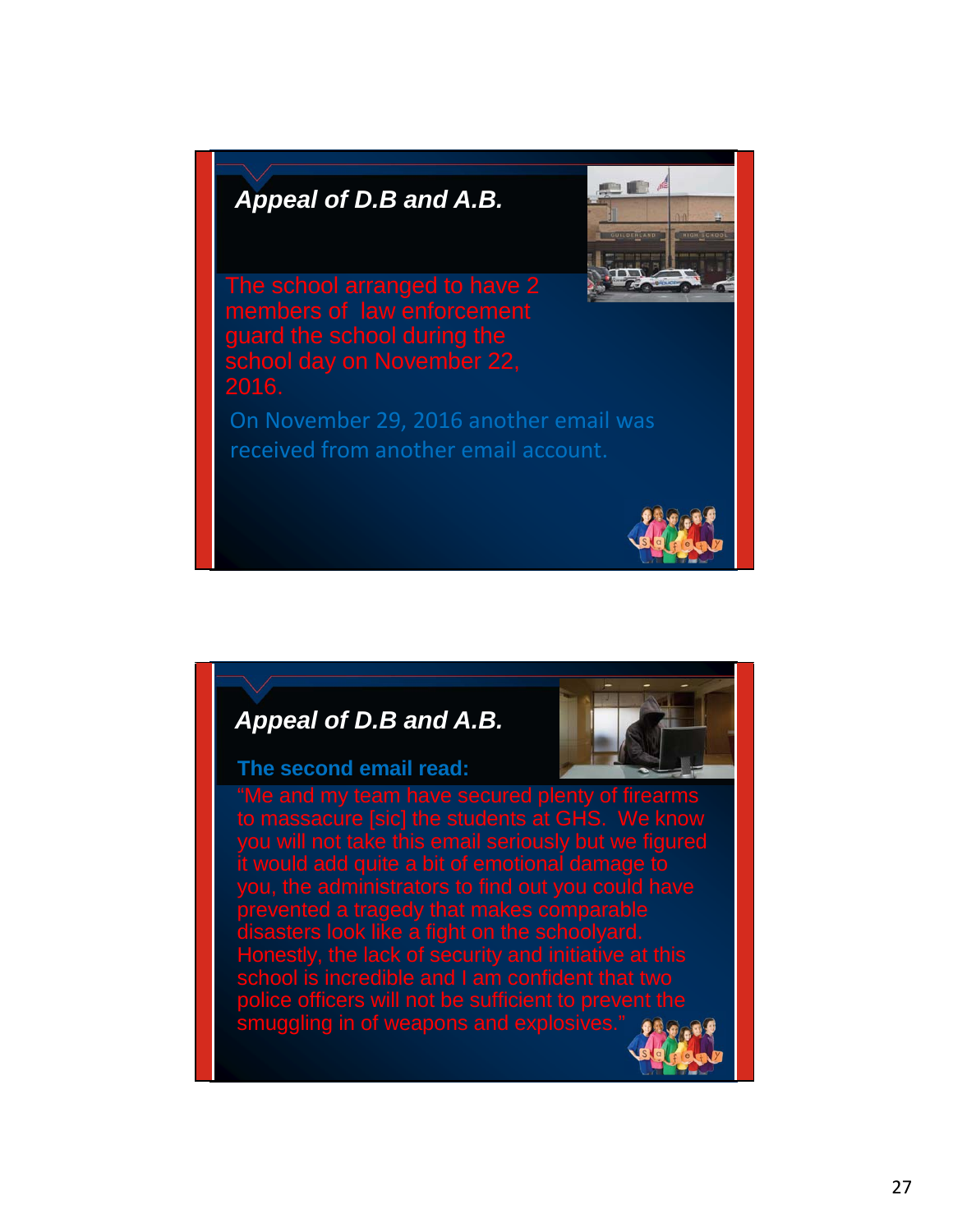## *Appeal of D.B and A.B.*

The school arranged to have 2 members of law enforcement guard the school during the school day on November 22, 2016.

On November 29, 2016 another email was received from another email account.

## *Appeal of D.B and A.B.*

**The second email read:**

"Me and my team have secured plenty of firearms to massacure [sic] the students at GHS. We know you will not take this email seriously but we figured it would add quite a bit of emotional damage to you, the administrators to find out you could have prevented a tragedy that makes comparable disasters look like a fight on the schoolyard. Honestly, the lack of security and initiative at this school is incredible and I am confident that two police officers will not be sufficient to prevent the smuggling in of weapons and explosives."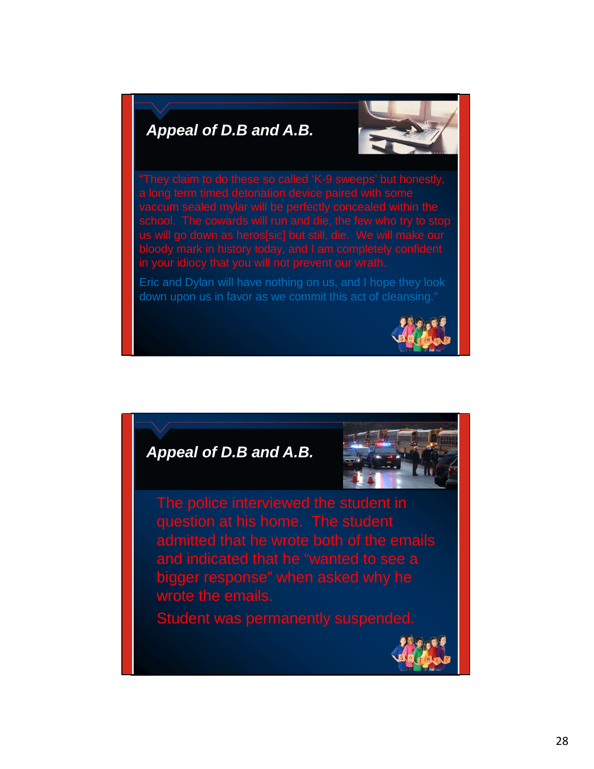## *Appeal of D.B and A.B.*

"They claim to do these so called 'K-9 sweeps' but honestly, a long term timed detonation device paired with some vaccum sealed mylar will be perfectly concealed within the school. The cowards will run and die, the few who try to stop us will go down as heros[sic] but still, die. We will make our bloody mark in history today, and I am completely confident in your idiocy that you will not prevent our wrath.

Eric and Dylan will have nothing on us, and I hope they look down upon us in favor as we commit this act of cleansing."

## *Appeal of D.B and A.B.*

The police interviewed the student in question at his home. The student admitted that he wrote both of the emails and indicated that he "wanted to see a bigger response" when asked why he wrote the emails.

Student was permanently suspended.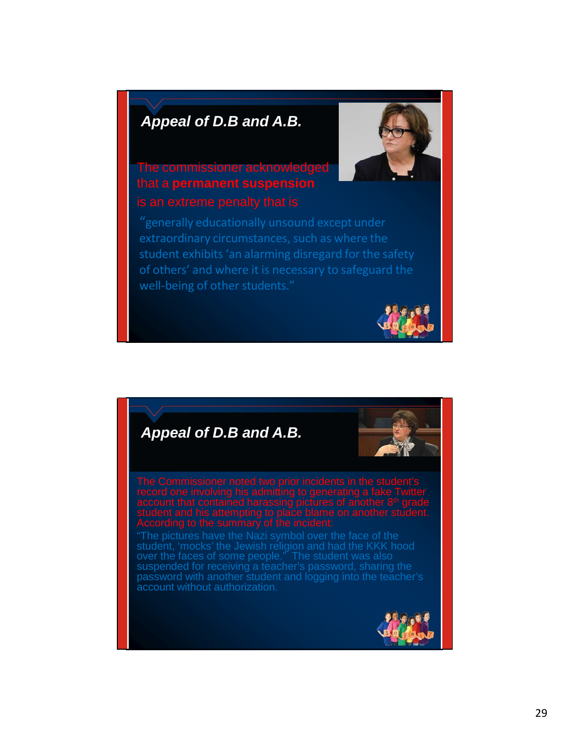## *Appeal of D.B and A.B.*

The commissioner acknowledged that a **permanent suspension** is an extreme penalty that is

"generally educationally unsound except under extraordinary circumstances, such as where the student exhibits 'an alarming disregard for the safety of others' and where it is necessary to safeguard the well-being of other students."

## *Appeal of D.B and A.B.*

The Commissioner noted two prior incidents in the student's record one involving his admitting to generating a fake Twitter account that contained harassing pictures of another 8th grade student and his attempting to place blame on another student. According to the summary of the incident:

"The pictures have the Nazi symbol over the face of the student, 'mocks' the Jewish religion and had the KKK hood over the faces of some people." The student was also suspended for receiving a teacher's password, sharing the password with another student and logging into the teacher's account without authorization.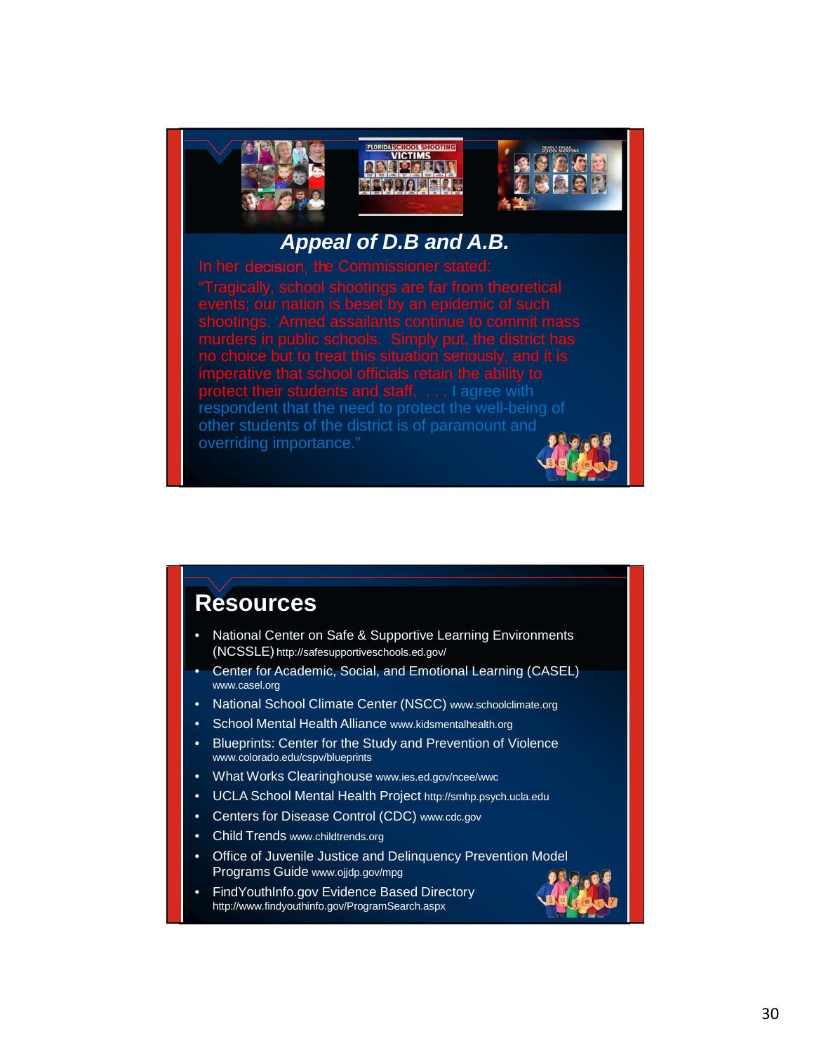## Appeal of D.B and A.B.

In her decision, the Commissioner stated:

"Tragically, school shootings are far from theoretical events; our nation is beset by an epidemic of such shootings. Armed assailants continue to commit mass murders in public schools. Simply put, the district has no choice but to treat this situation seriously, and it is imperative that school officials retain the ability to protect their students and staff. . . . I agree with respondent that the need to protect the well-being of other students of the district is of paramount and overriding importance."

## Resources

- National Center on Safe & Supportive Learning Environments (NCSSLE) http://safesupportiveschools.ed.gov/
- Center for Academic, Social, and Emotional Learning (CASEL) www.casel.org
- National School Climate Center (NSCC) www.schoolclimate.org
- School Mental Health Alliance www.kidsmentalhealth.org
- Blueprints: Center for the Study and Prevention of Violence www.colorado.edu/cspv/blueprints
- What Works Clearinghouse www.ies.ed.gov/ncee/wwc
- UCLA School Mental Health Project http://smhp.psych.ucla.edu
- Centers for Disease Control (CDC) www.cdc.gov
- Child Trends www.childtrends.org
- Office of Juvenile Justice and Delinquency Prevention Model Programs Guide www.ojjdp.gov/mpg
- FindYouthInfo.gov Evidence Based Directory http://www.findyouthinfo.gov/ProgramSearch.aspx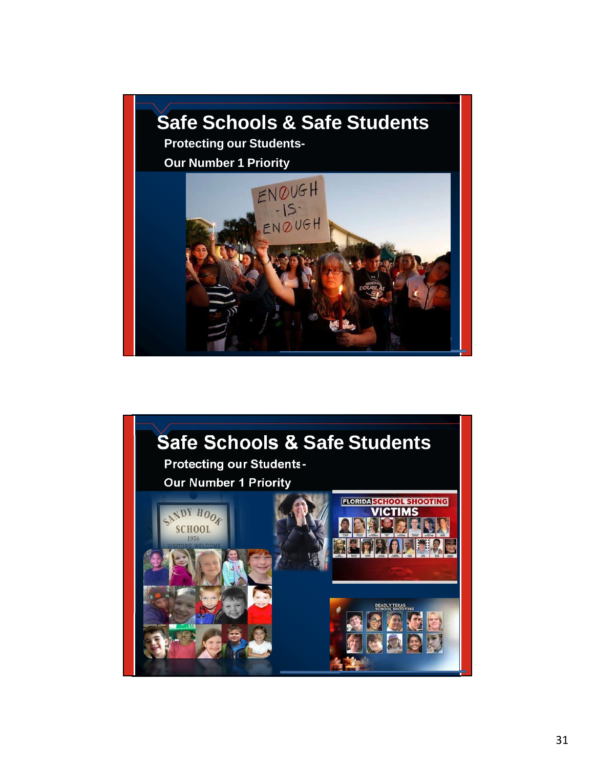# Safe Schools & Safe Students

**Protecting our Students-**

**Our Number 1 Priority**

# Safe Schools & Safe Students

**Protecting our Students-**

**Our Number 1 Priority**